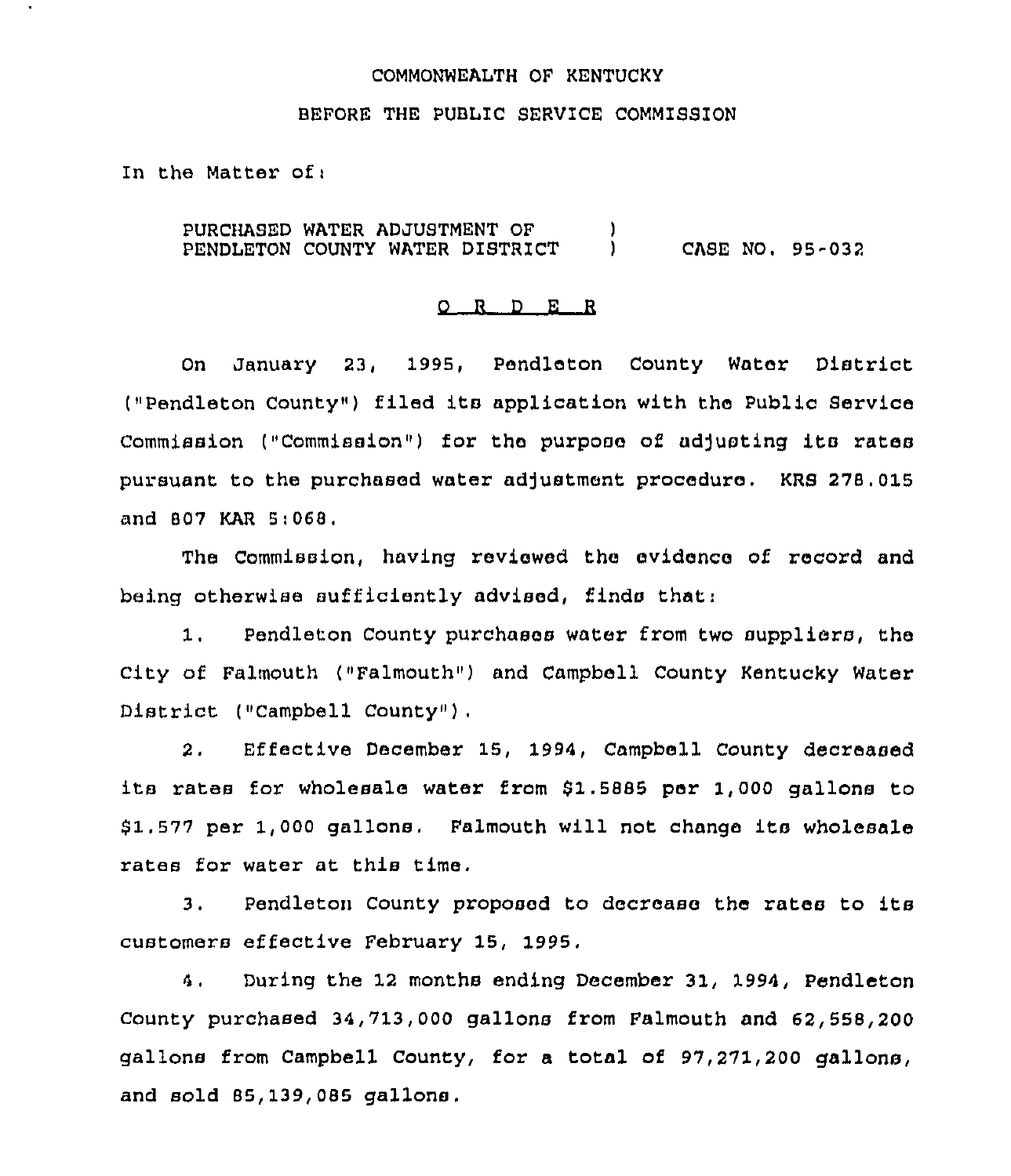COMMONWEALTH OF KENTUCKY

BEFORE THE PUBLIC SERVICE COMMISSION

In the Matter of:

PURCHASED WATER ADJUSTMENT OF PENDLETON COUNTY WATER DISTRICT ) CASE NO. 95-032

## O R D E R

On January 23, 1995, Pendleton County Water District ("Pendleton County") filed its application with the Public Service Commission ("Commission") for the purpose of adjusting its rates pursuant to the purchased water adjustment procedure. KRS 278.015 and 807 KAR 5:068.

The Commission, having reviewed the evidence of record and being otherwise sufficiently advised, finds that:

1. Pendleton County purchases water from two suppliers, the City of Falmouth ("Falmouth") and Campbell County Kentucky Water District ("Campbell County").

2. Effective December 15, 1994, Campbell County decreased its rates for wholesale water from $1.5885 per 1,000 gallons to $1.577 per 1,000 gallons. Falmouth will not change its wholesale rates for water at this time.

3. Pendleton County proposed to decrease the rates to its customers effective February 15, 1995.

4. During the 12 months ending December 31, 1994, Pendleton County purchased 34,713,000 gallons from Falmouth and 62,558,200 gallons from Campbell County, for a total of 97,271,200 gallons, and sold 85,139,085 gallons.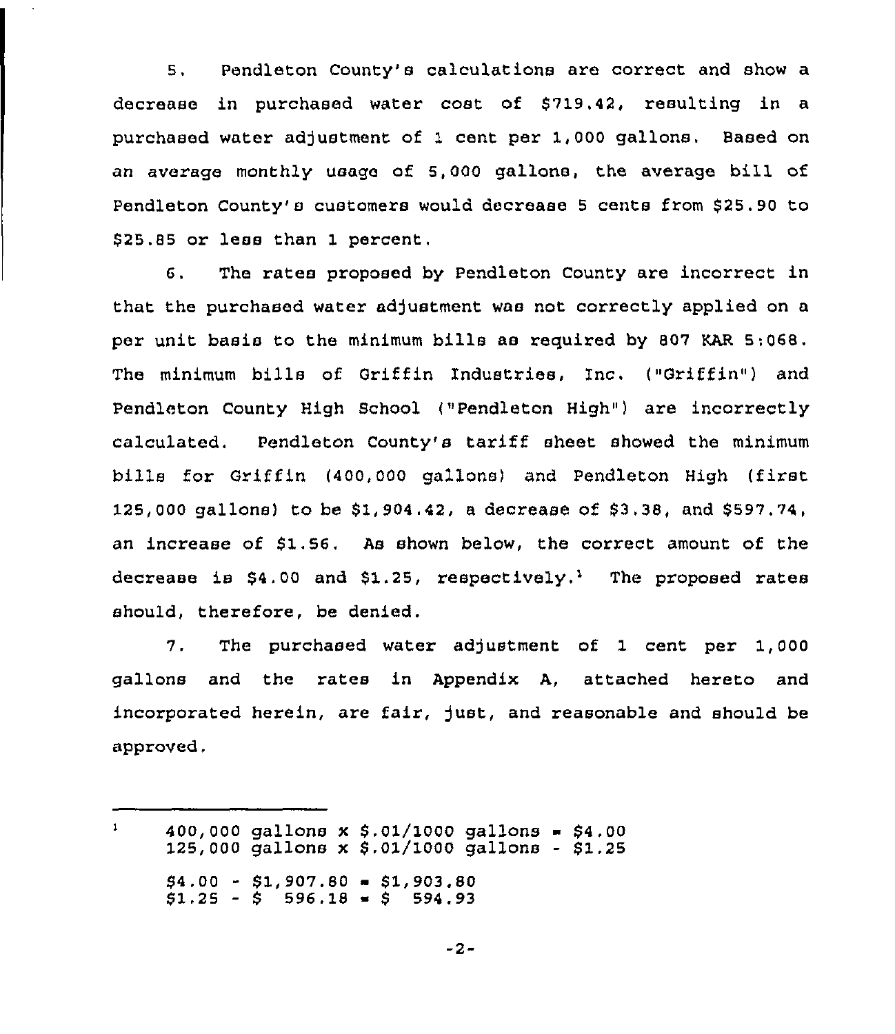5. Pendleton County's calculations are correct and show a decrease in purchased water cost of $719.42, resulting in a purchased water adjustment of 1 cent per 1,000 gallons. Based on an average monthly usage of 5,000 gallons, the average bill of Pendleton County's customers would decrease 5 cents from $25.90 to $25.85 or less than 1 percent.

6. The rates proposed by Pendleton County are incorrect in that the purchased water adjustment was not correctly applied on a per unit basis to the minimum bills as required by 807 KAR 5:068. The minimum bills of Griffin Industries, Inc. ("Griffin") and Pendleton County High School ("Pendleton High") are incorrectly calculated. Pendleton County's tariff sheet showed the minimum bills for Griffin (400,000 gallons) and Pendleton High (first 125,000 gallons) to be $1,904.42, a decrease of $3.38, and $597.74, an increase of $1.56. As shown below, the correct amount of the decrease is $4.00 and $1.25, respectively.[1] The proposed rates should, therefore, be denied.

7. The purchased water adjustment of 1 cent per 1,000 gallons and the rates in Appendix A, attached hereto and incorporated herein, are fair, just, and reasonable and should be approved.

---

[1] 400,000 gallons x $.01/1000 gallons = $4.00
125,000 gallons x $.01/1000 gallons - $1.25

$4.00 - $1,907.80 = $1,903.80
$1.25 - $ 596.18 = $ 594.93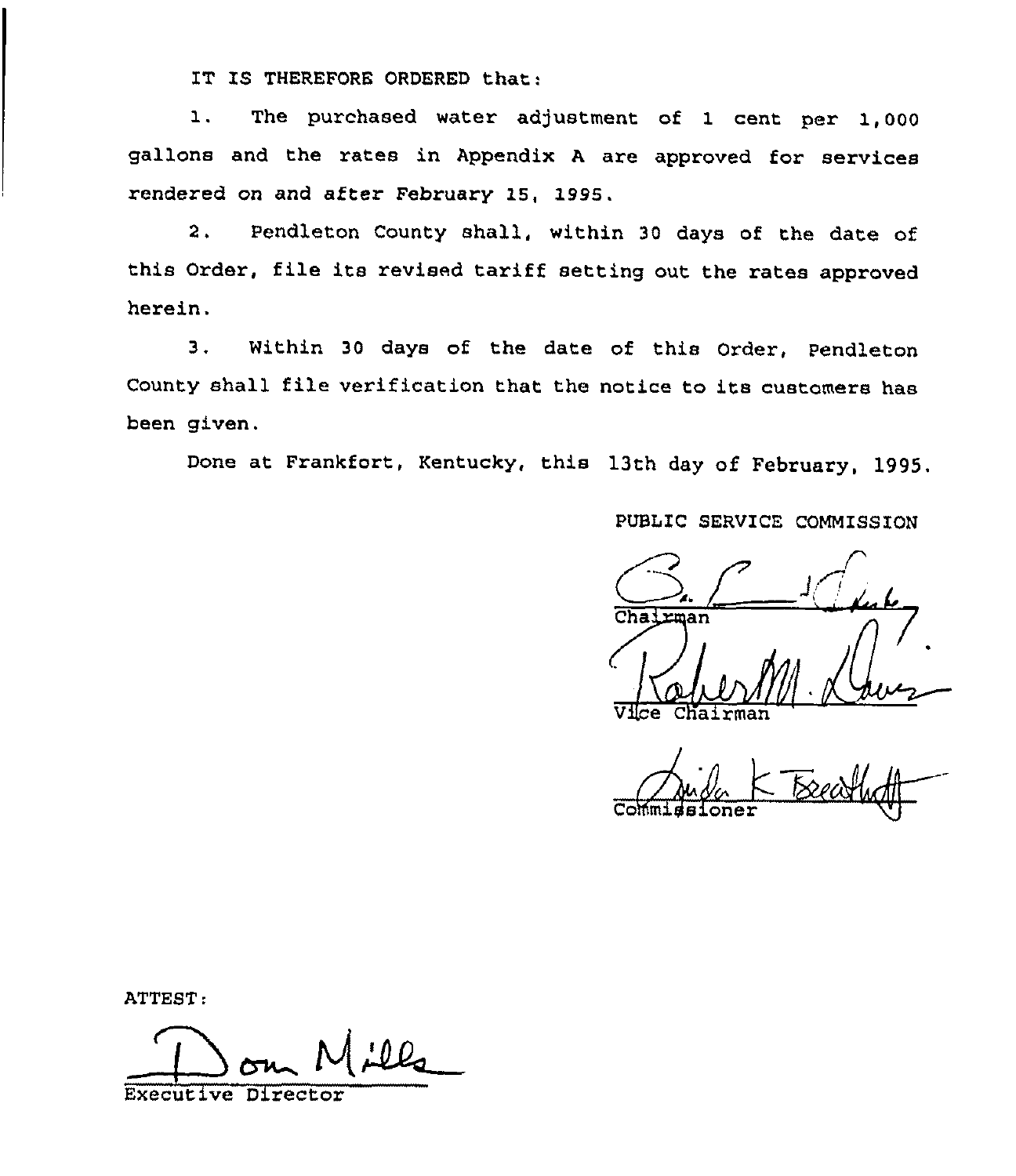IT IS THEREFORE ORDERED that:

1. The purchased water adjustment of 1 cent per 1,000 gallons and the rates in Appendix A are approved for services rendered on and after February 15, 1995.

2. Pendleton County shall, within 30 days of the date of this Order, file its revised tariff setting out the rates approved herein.

3. Within 30 days of the date of this Order, Pendleton County shall file verification that the notice to its customers has been given.

Done at Frankfort, Kentucky, this 13th day of February, 1995.

PUBLIC SERVICE COMMISSION

Chairman

Vice Chairman

Commissioner

ATTEST:

Executive Director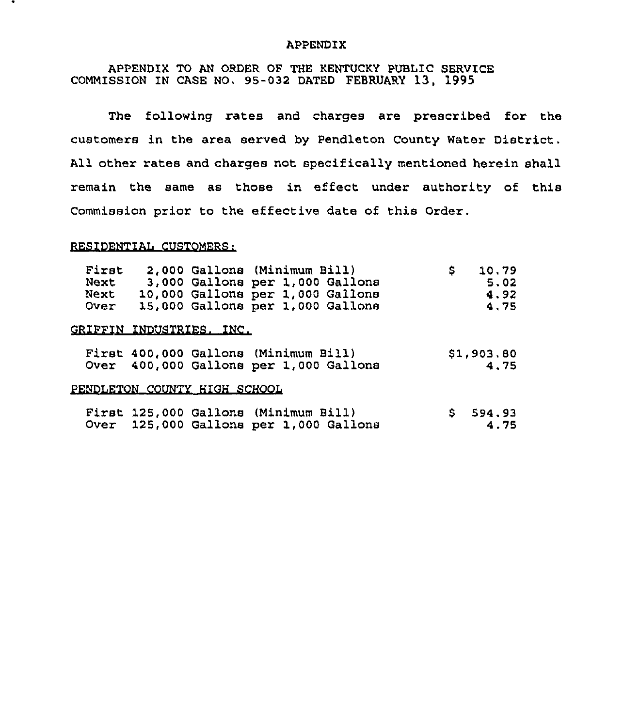# APPENDIX

APPENDIX TO AN ORDER OF THE KENTUCKY PUBLIC SERVICE COMMISSION IN CASE NO. 95-032 DATED FEBRUARY 13, 1995

The following rates and charges are prescribed for the customers in the area served by Pendleton County Water District. All other rates and charges not specifically mentioned herein shall remain the same as those in effect under authority of this Commission prior to the effective date of this Order.

RESIDENTIAL CUSTOMERS:

| | | | |
|---|---|---|---|
| First | 2,000 Gallons (Minimum Bill) | $ | 10.79 |
| Next | 3,000 Gallons per 1,000 Gallons | | 5.02 |
| Next | 10,000 Gallons per 1,000 Gallons | | 4.92 |
| Over | 15,000 Gallons per 1,000 Gallons | | 4.75 |

GRIFFIN INDUSTRIES, INC.

| | | |
|---|---|---|
| First | 400,000 Gallons (Minimum Bill) | $1,903.80 |
| Over | 400,000 Gallons per 1,000 Gallons | 4.75 |

PENDLETON COUNTY HIGH SCHOOL

| | | | |
|---|---|---|---|
| First | 125,000 Gallons (Minimum Bill) | $ | 594.93 |
| Over | 125,000 Gallons per 1,000 Gallons | | 4.75 |